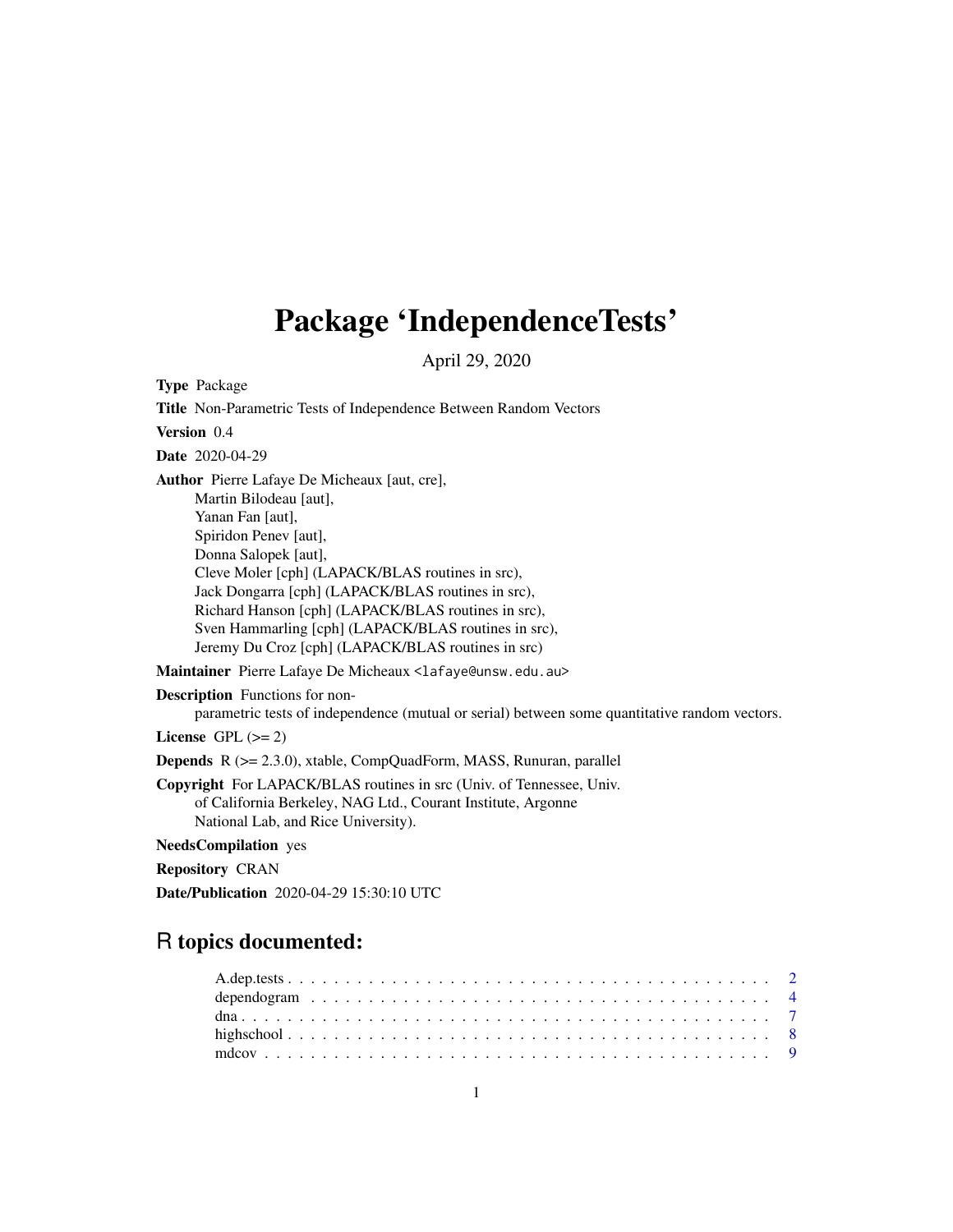# Package 'IndependenceTests'

April 29, 2020

**Type** Package

**Title** Non-Parametric Tests of Independence Between Random Vectors

**Version** 0.4

**Date** 2020-04-29

**Author** Pierre Lafaye De Micheaux [aut, cre],
Martin Bilodeau [aut],
Yanan Fan [aut],
Spiridon Penev [aut],
Donna Salopek [aut],
Cleve Moler [cph] (LAPACK/BLAS routines in src),
Jack Dongarra [cph] (LAPACK/BLAS routines in src),
Richard Hanson [cph] (LAPACK/BLAS routines in src),
Sven Hammarling [cph] (LAPACK/BLAS routines in src),
Jeremy Du Croz [cph] (LAPACK/BLAS routines in src)

**Maintainer** Pierre Lafaye De Micheaux <lafaye@unsw.edu.au>

**Description** Functions for non-parametric tests of independence (mutual or serial) between some quantitative random vectors.

**License** GPL (>= 2)

**Depends** R (>= 2.3.0), xtable, CompQuadForm, MASS, Runuran, parallel

**Copyright** For LAPACK/BLAS routines in src (Univ. of Tennessee, Univ. of California Berkeley, NAG Ltd., Courant Institute, Argonne National Lab, and Rice University).

**NeedsCompilation** yes

**Repository** CRAN

**Date/Publication** 2020-04-29 15:30:10 UTC

## R topics documented:

| | |
|---|---|
| A.dep.tests | 2 |
| dependogram | 4 |
| dna | 7 |
| highschool | 8 |
| mdcov | 9 |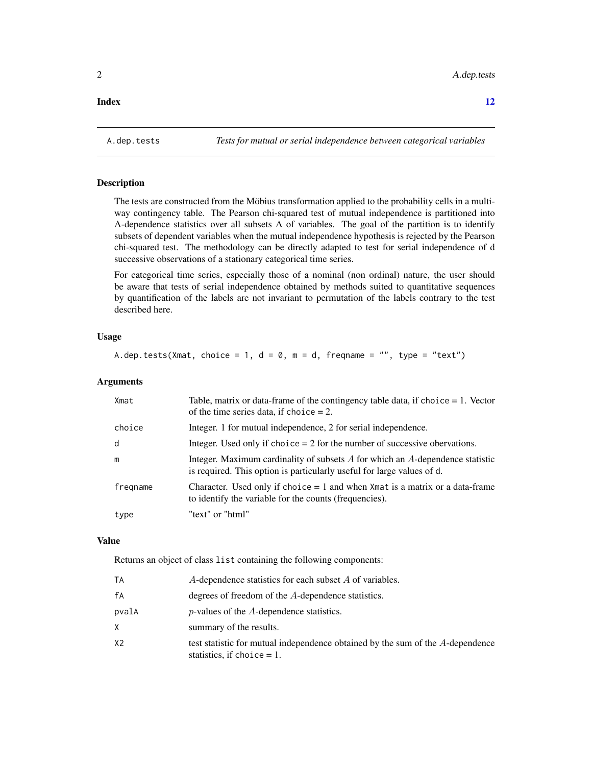**Index** 12

---

A.dep.tests — *Tests for mutual or serial independence between categorical variables*

---

### Description

The tests are constructed from the Möbius transformation applied to the probability cells in a multi-way contingency table. The Pearson chi-squared test of mutual independence is partitioned into A-dependence statistics over all subsets A of variables. The goal of the partition is to identify subsets of dependent variables when the mutual independence hypothesis is rejected by the Pearson chi-squared test. The methodology can be directly adapted to test for serial independence of d successive observations of a stationary categorical time series.

For categorical time series, especially those of a nominal (non ordinal) nature, the user should be aware that tests of serial independence obtained by methods suited to quantitative sequences by quantification of the labels are not invariant to permutation of the labels contrary to the test described here.

### Usage

```
A.dep.tests(Xmat, choice = 1, d = 0, m = d, freqname = "", type = "text")
```

### Arguments

| | |
|---|---|
| `Xmat` | Table, matrix or data-frame of the contingency table data, if `choice` = 1. Vector of the time series data, if `choice` = 2. |
| `choice` | Integer. 1 for mutual independence, 2 for serial independence. |
| `d` | Integer. Used only if `choice` = 2 for the number of successive obervations. |
| `m` | Integer. Maximum cardinality of subsets $A$ for which an $A$-dependence statistic is required. This option is particularly useful for large values of `d`. |
| `freqname` | Character. Used only if `choice` = 1 and when `Xmat` is a matrix or a data-frame to identify the variable for the counts (frequencies). |
| `type` | "text" or "html" |

### Value

Returns an object of class `list` containing the following components:

| | |
|---|---|
| `TA` | $A$-dependence statistics for each subset $A$ of variables. |
| `fA` | degrees of freedom of the $A$-dependence statistics. |
| `pvalA` | $p$-values of the $A$-dependence statistics. |
| `X` | summary of the results. |
| `X2` | test statistic for mutual independence obtained by the sum of the $A$-dependence statistics, if `choice` = 1. |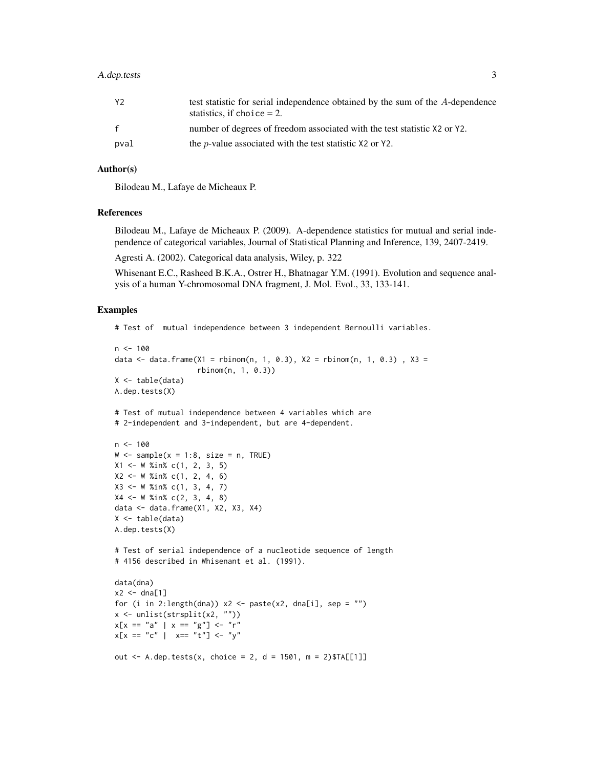| | |
|---|---|
| Y2 | test statistic for serial independence obtained by the sum of the $A$-dependence statistics, if choice = 2. |
| f | number of degrees of freedom associated with the test statistic X2 or Y2. |
| pval | the $p$-value associated with the test statistic X2 or Y2. |

### Author(s)

Bilodeau M., Lafaye de Micheaux P.

### References

Bilodeau M., Lafaye de Micheaux P. (2009). A-dependence statistics for mutual and serial independence of categorical variables, Journal of Statistical Planning and Inference, 139, 2407-2419.

Agresti A. (2002). Categorical data analysis, Wiley, p. 322

Whisenant E.C., Rasheed B.K.A., Ostrer H., Bhatnagar Y.M. (1991). Evolution and sequence analysis of a human Y-chromosomal DNA fragment, J. Mol. Evol., 33, 133-141.

### Examples

```
# Test of  mutual independence between 3 independent Bernoulli variables.

n <- 100
data <- data.frame(X1 = rbinom(n, 1, 0.3), X2 = rbinom(n, 1, 0.3) , X3 =
                   rbinom(n, 1, 0.3))
X <- table(data)
A.dep.tests(X)

# Test of mutual independence between 4 variables which are
# 2-independent and 3-independent, but are 4-dependent.

n <- 100
W <- sample(x = 1:8, size = n, TRUE)
X1 <- W %in% c(1, 2, 3, 5)
X2 <- W %in% c(1, 2, 4, 6)
X3 <- W %in% c(1, 3, 4, 7)
X4 <- W %in% c(2, 3, 4, 8)
data <- data.frame(X1, X2, X3, X4)
X <- table(data)
A.dep.tests(X)

# Test of serial independence of a nucleotide sequence of length
# 4156 described in Whisenant et al. (1991).

data(dna)
x2 <- dna[1]
for (i in 2:length(dna)) x2 <- paste(x2, dna[i], sep = "")
x <- unlist(strsplit(x2, ""))
x[x == "a" | x == "g"] <- "r"
x[x == "c" |  x== "t"] <- "y"

out <- A.dep.tests(x, choice = 2, d = 1501, m = 2)$TA[[1]]
```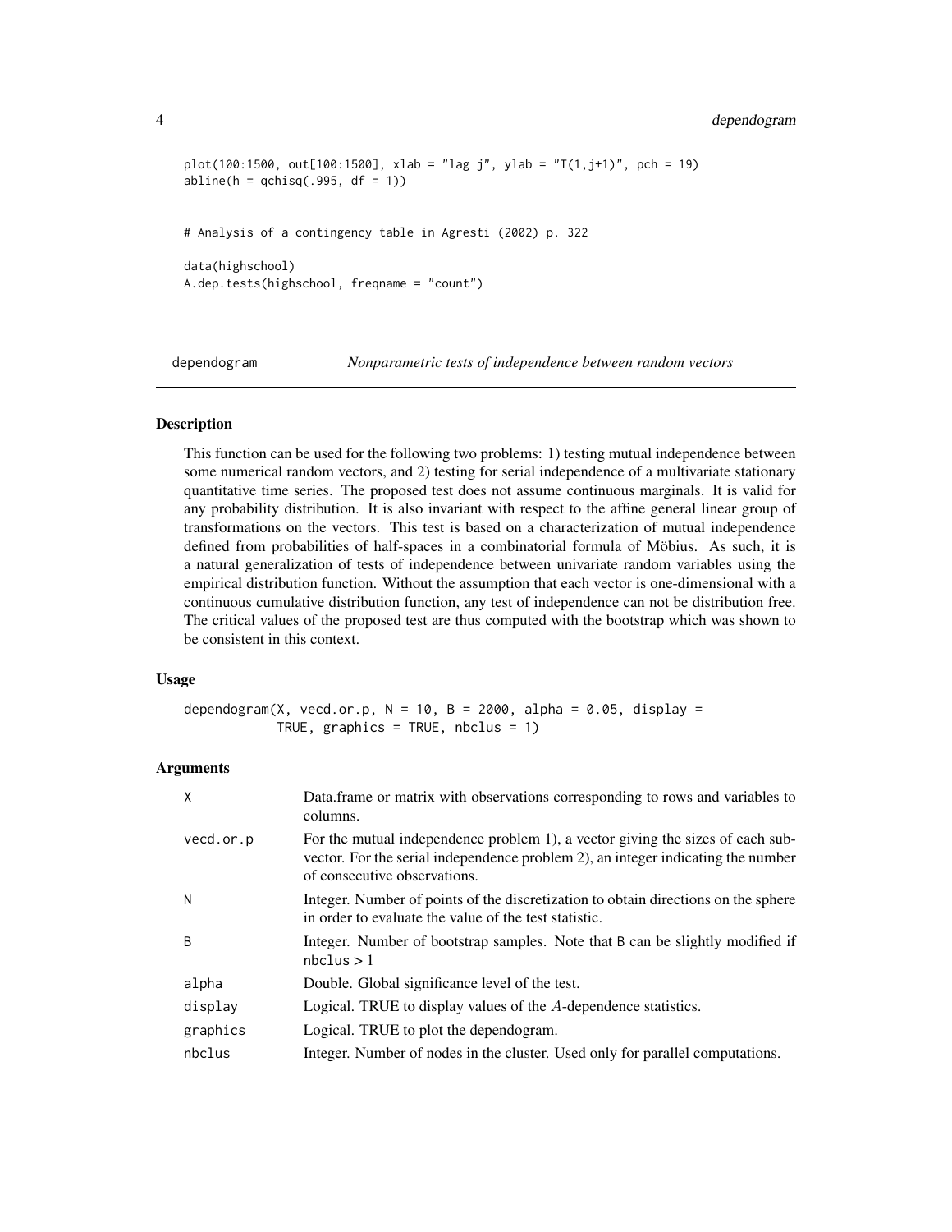```
plot(100:1500, out[100:1500], xlab = "lag j", ylab = "T(1,j+1)", pch = 19)
abline(h = qchisq(.995, df = 1))


# Analysis of a contingency table in Agresti (2002) p. 322

data(highschool)
A.dep.tests(highschool, freqname = "count")
```

---

## dependogram — *Nonparametric tests of independence between random vectors*

---

### Description

This function can be used for the following two problems: 1) testing mutual independence between some numerical random vectors, and 2) testing for serial independence of a multivariate stationary quantitative time series. The proposed test does not assume continuous marginals. It is valid for any probability distribution. It is also invariant with respect to the affine general linear group of transformations on the vectors. This test is based on a characterization of mutual independence defined from probabilities of half-spaces in a combinatorial formula of Möbius. As such, it is a natural generalization of tests of independence between univariate random variables using the empirical distribution function. Without the assumption that each vector is one-dimensional with a continuous cumulative distribution function, any test of independence can not be distribution free. The critical values of the proposed test are thus computed with the bootstrap which was shown to be consistent in this context.

### Usage

```
dependogram(X, vecd.or.p, N = 10, B = 2000, alpha = 0.05, display =
            TRUE, graphics = TRUE, nbclus = 1)
```

### Arguments

| | |
|---|---|
| X | Data.frame or matrix with observations corresponding to rows and variables to columns. |
| vecd.or.p | For the mutual independence problem 1), a vector giving the sizes of each subvector. For the serial independence problem 2), an integer indicating the number of consecutive observations. |
| N | Integer. Number of points of the discretization to obtain directions on the sphere in order to evaluate the value of the test statistic. |
| B | Integer. Number of bootstrap samples. Note that B can be slightly modified if nbclus > 1 |
| alpha | Double. Global significance level of the test. |
| display | Logical. TRUE to display values of the $A$-dependence statistics. |
| graphics | Logical. TRUE to plot the dependogram. |
| nbclus | Integer. Number of nodes in the cluster. Used only for parallel computations. |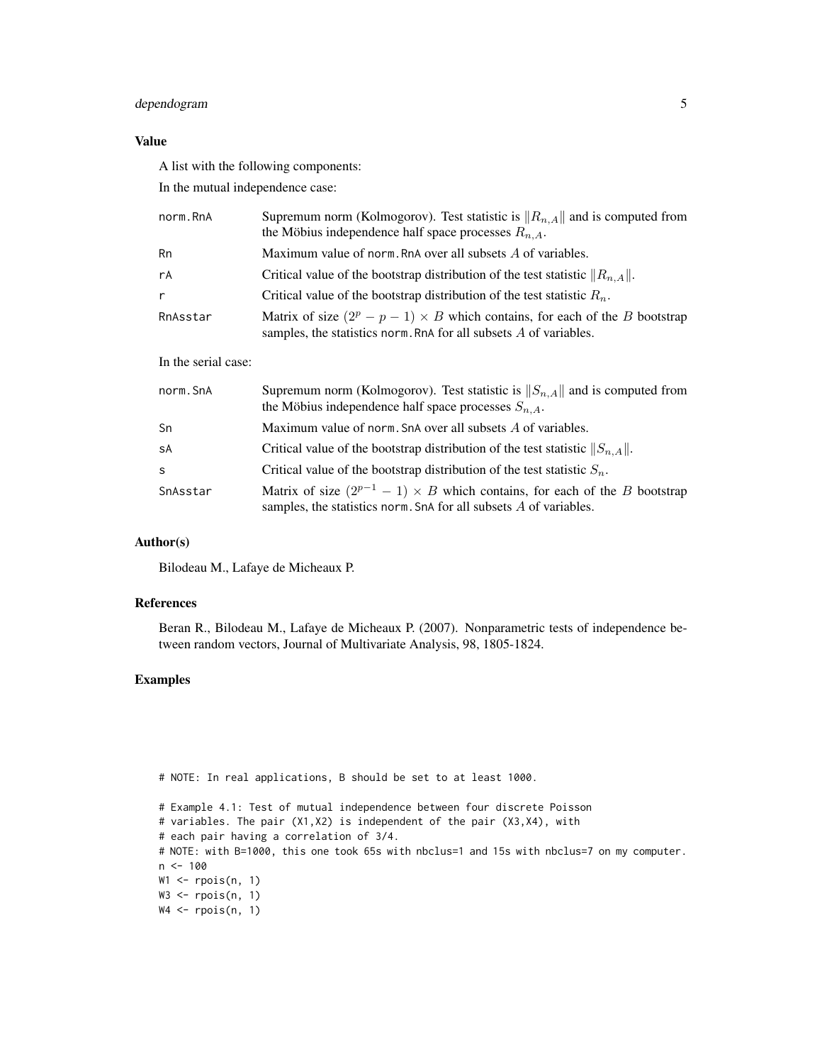### Value

A list with the following components:

In the mutual independence case:

| | |
|---|---|
| `norm.RnA` | Supremum norm (Kolmogorov). Test statistic is $\|R_{n,A}\|$ and is computed from the Möbius independence half space processes $R_{n,A}$. |
| `Rn` | Maximum value of `norm.RnA` over all subsets $A$ of variables. |
| `rA` | Critical value of the bootstrap distribution of the test statistic $\|R_{n,A}\|$. |
| `r` | Critical value of the bootstrap distribution of the test statistic $R_n$. |
| `RnAsstar` | Matrix of size $(2^p - p - 1) \times B$ which contains, for each of the $B$ bootstrap samples, the statistics `norm.RnA` for all subsets $A$ of variables. |

In the serial case:

| | |
|---|---|
| `norm.SnA` | Supremum norm (Kolmogorov). Test statistic is $\|S_{n,A}\|$ and is computed from the Möbius independence half space processes $S_{n,A}$. |
| `Sn` | Maximum value of `norm.SnA` over all subsets $A$ of variables. |
| `sA` | Critical value of the bootstrap distribution of the test statistic $\|S_{n,A}\|$. |
| `s` | Critical value of the bootstrap distribution of the test statistic $S_n$. |
| `SnAsstar` | Matrix of size $(2^{p-1} - 1) \times B$ which contains, for each of the $B$ bootstrap samples, the statistics `norm.SnA` for all subsets $A$ of variables. |

### Author(s)

Bilodeau M., Lafaye de Micheaux P.

### References

Beran R., Bilodeau M., Lafaye de Micheaux P. (2007). Nonparametric tests of independence between random vectors, Journal of Multivariate Analysis, 98, 1805-1824.

### Examples

```
# NOTE: In real applications, B should be set to at least 1000.

# Example 4.1: Test of mutual independence between four discrete Poisson
# variables. The pair (X1,X2) is independent of the pair (X3,X4), with
# each pair having a correlation of 3/4.
# NOTE: with B=1000, this one took 65s with nbclus=1 and 15s with nbclus=7 on my computer.
n <- 100
W1 <- rpois(n, 1)
W3 <- rpois(n, 1)
W4 <- rpois(n, 1)
```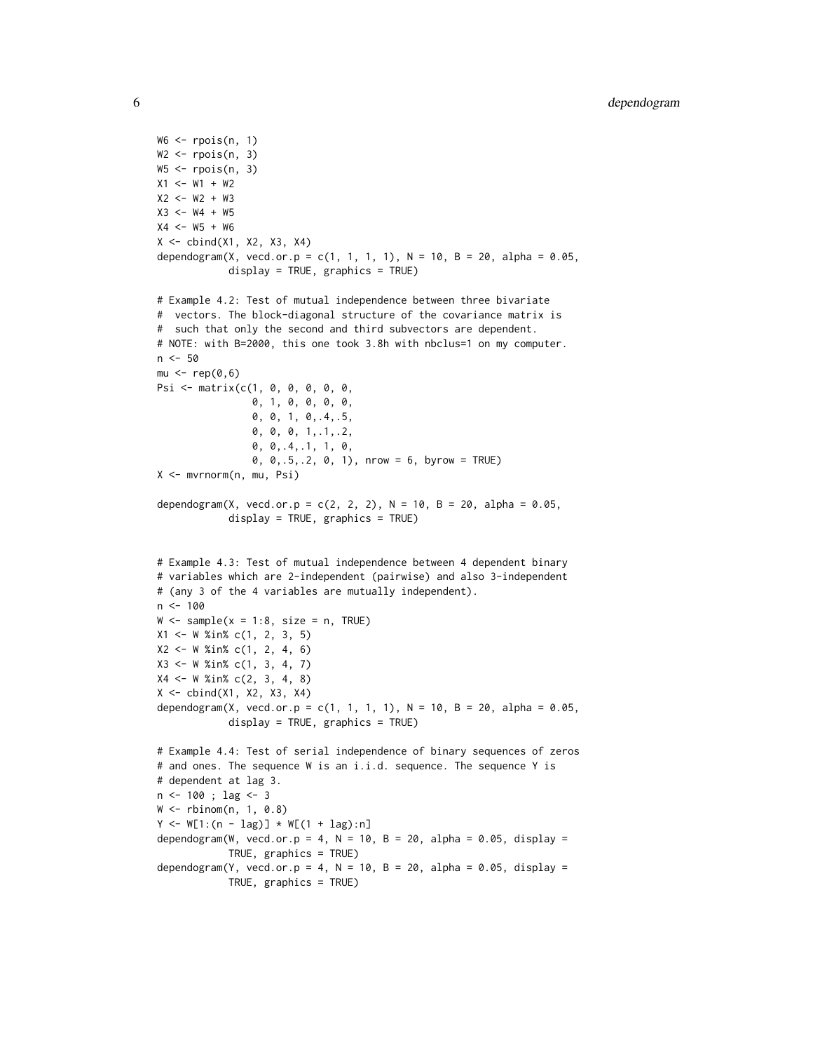```
W6 <- rpois(n, 1)
W2 <- rpois(n, 3)
W5 <- rpois(n, 3)
X1 <- W1 + W2
X2 <- W2 + W3
X3 <- W4 + W5
X4 <- W5 + W6
X <- cbind(X1, X2, X3, X4)
dependogram(X, vecd.or.p = c(1, 1, 1, 1), N = 10, B = 20, alpha = 0.05,
            display = TRUE, graphics = TRUE)

# Example 4.2: Test of mutual independence between three bivariate
#  vectors. The block-diagonal structure of the covariance matrix is
#  such that only the second and third subvectors are dependent.
# NOTE: with B=2000, this one took 3.8h with nbclus=1 on my computer.
n <- 50
mu <- rep(0,6)
Psi <- matrix(c(1, 0, 0, 0, 0, 0,
                0, 1, 0, 0, 0, 0,
                0, 0, 1, 0,.4,.5,
                0, 0, 0, 1,.1,.2,
                0, 0,.4,.1, 1, 0,
                0, 0,.5,.2, 0, 1), nrow = 6, byrow = TRUE)
X <- mvrnorm(n, mu, Psi)

dependogram(X, vecd.or.p = c(2, 2, 2), N = 10, B = 20, alpha = 0.05,
            display = TRUE, graphics = TRUE)


# Example 4.3: Test of mutual independence between 4 dependent binary
# variables which are 2-independent (pairwise) and also 3-independent
# (any 3 of the 4 variables are mutually independent).
n <- 100
W <- sample(x = 1:8, size = n, TRUE)
X1 <- W %in% c(1, 2, 3, 5)
X2 <- W %in% c(1, 2, 4, 6)
X3 <- W %in% c(1, 3, 4, 7)
X4 <- W %in% c(2, 3, 4, 8)
X <- cbind(X1, X2, X3, X4)
dependogram(X, vecd.or.p = c(1, 1, 1, 1), N = 10, B = 20, alpha = 0.05,
            display = TRUE, graphics = TRUE)

# Example 4.4: Test of serial independence of binary sequences of zeros
# and ones. The sequence W is an i.i.d. sequence. The sequence Y is
# dependent at lag 3.
n <- 100 ; lag <- 3
W <- rbinom(n, 1, 0.8)
Y <- W[1:(n - lag)] * W[(1 + lag):n]
dependogram(W, vecd.or.p = 4, N = 10, B = 20, alpha = 0.05, display =
            TRUE, graphics = TRUE)
dependogram(Y, vecd.or.p = 4, N = 10, B = 20, alpha = 0.05, display =
            TRUE, graphics = TRUE)
```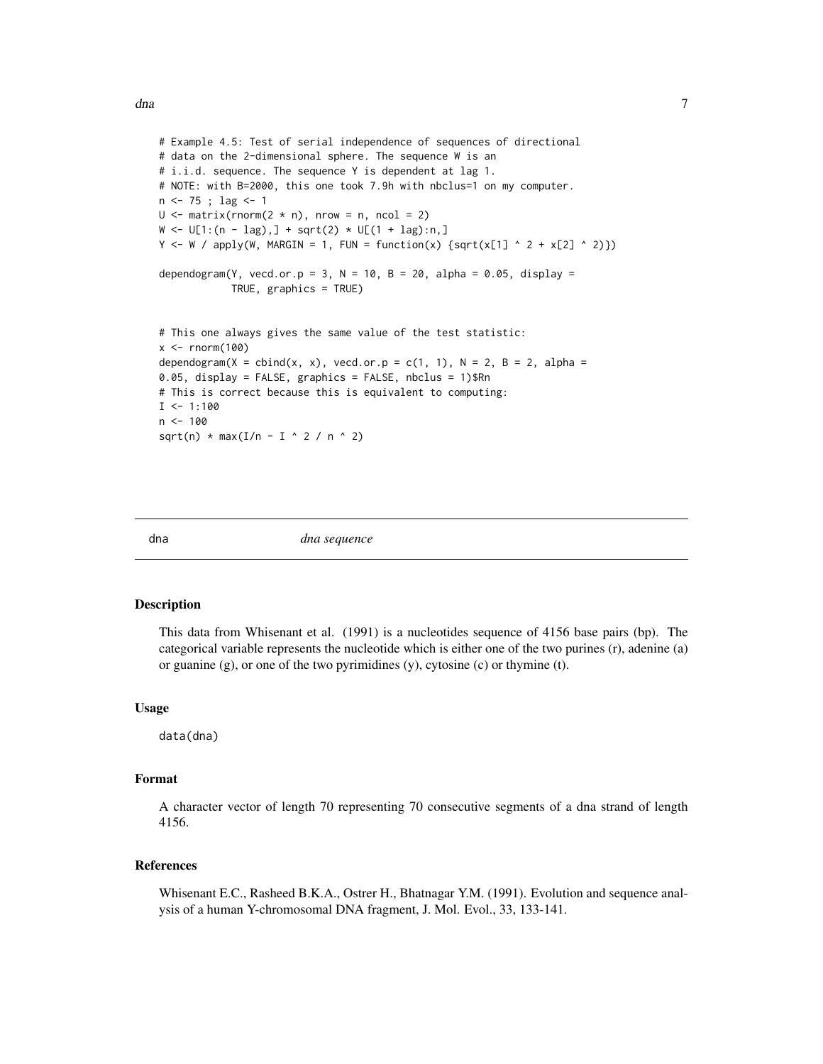```
# Example 4.5: Test of serial independence of sequences of directional
# data on the 2-dimensional sphere. The sequence W is an
# i.i.d. sequence. The sequence Y is dependent at lag 1.
# NOTE: with B=2000, this one took 7.9h with nbclus=1 on my computer.
n <- 75 ; lag <- 1
U <- matrix(rnorm(2 * n), nrow = n, ncol = 2)
W <- U[1:(n - lag),] + sqrt(2) * U[(1 + lag):n,]
Y <- W / apply(W, MARGIN = 1, FUN = function(x) {sqrt(x[1] ^ 2 + x[2] ^ 2)})

dependogram(Y, vecd.or.p = 3, N = 10, B = 20, alpha = 0.05, display =
            TRUE, graphics = TRUE)


# This one always gives the same value of the test statistic:
x <- rnorm(100)
dependogram(X = cbind(x, x), vecd.or.p = c(1, 1), N = 2, B = 2, alpha =
0.05, display = FALSE, graphics = FALSE, nbclus = 1)$Rn
# This is correct because this is equivalent to computing:
I <- 1:100
n <- 100
sqrt(n) * max(I/n - I ^ 2 / n ^ 2)
```

## dna — *dna sequence*

### Description

This data from Whisenant et al. (1991) is a nucleotides sequence of 4156 base pairs (bp). The categorical variable represents the nucleotide which is either one of the two purines (r), adenine (a) or guanine (g), or one of the two pyrimidines (y), cytosine (c) or thymine (t).

### Usage

```
data(dna)
```

### Format

A character vector of length 70 representing 70 consecutive segments of a dna strand of length 4156.

### References

Whisenant E.C., Rasheed B.K.A., Ostrer H., Bhatnagar Y.M. (1991). Evolution and sequence analysis of a human Y-chromosomal DNA fragment, J. Mol. Evol., 33, 133-141.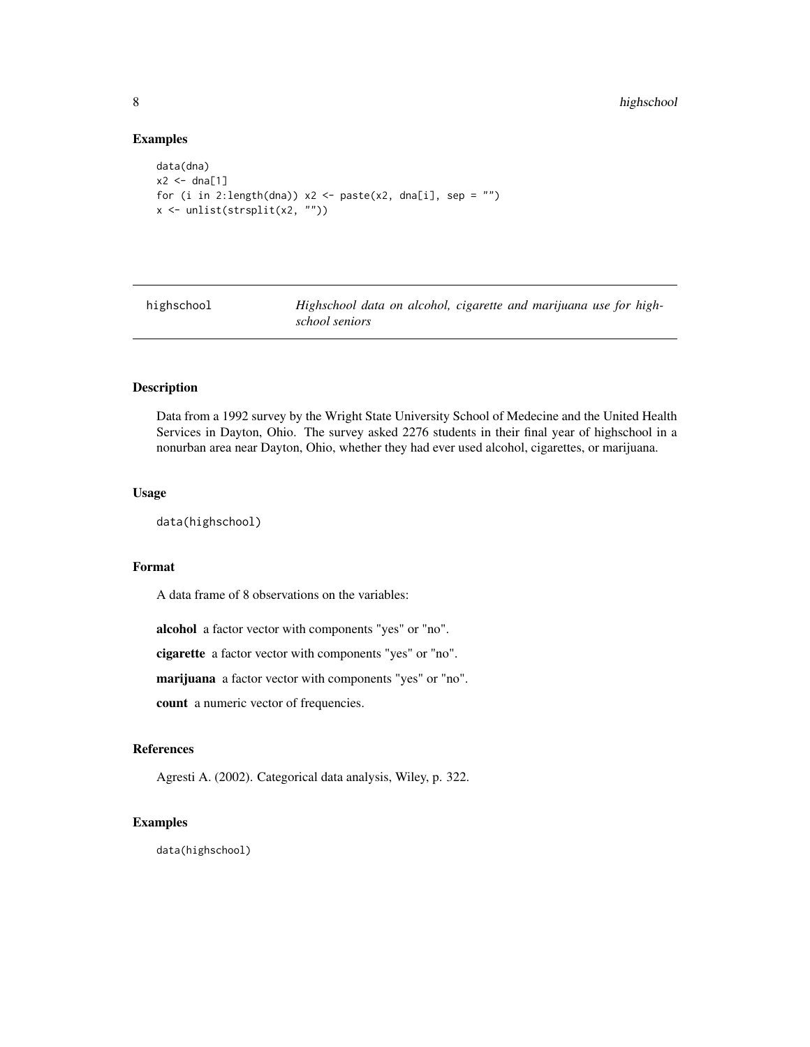## Examples

```
data(dna)
x2 <- dna[1]
for (i in 2:length(dna)) x2 <- paste(x2, dna[i], sep = "")
x <- unlist(strsplit(x2, ""))
```

---

# highschool — *Highschool data on alcohol, cigarette and marijuana use for highschool seniors*

---

## Description

Data from a 1992 survey by the Wright State University School of Medecine and the United Health Services in Dayton, Ohio. The survey asked 2276 students in their final year of highschool in a nonurban area near Dayton, Ohio, whether they had ever used alcohol, cigarettes, or marijuana.

## Usage

```
data(highschool)
```

## Format

A data frame of 8 observations on the variables:

**alcohol** a factor vector with components "yes" or "no".

**cigarette** a factor vector with components "yes" or "no".

**marijuana** a factor vector with components "yes" or "no".

**count** a numeric vector of frequencies.

## References

Agresti A. (2002). Categorical data analysis, Wiley, p. 322.

## Examples

```
data(highschool)
```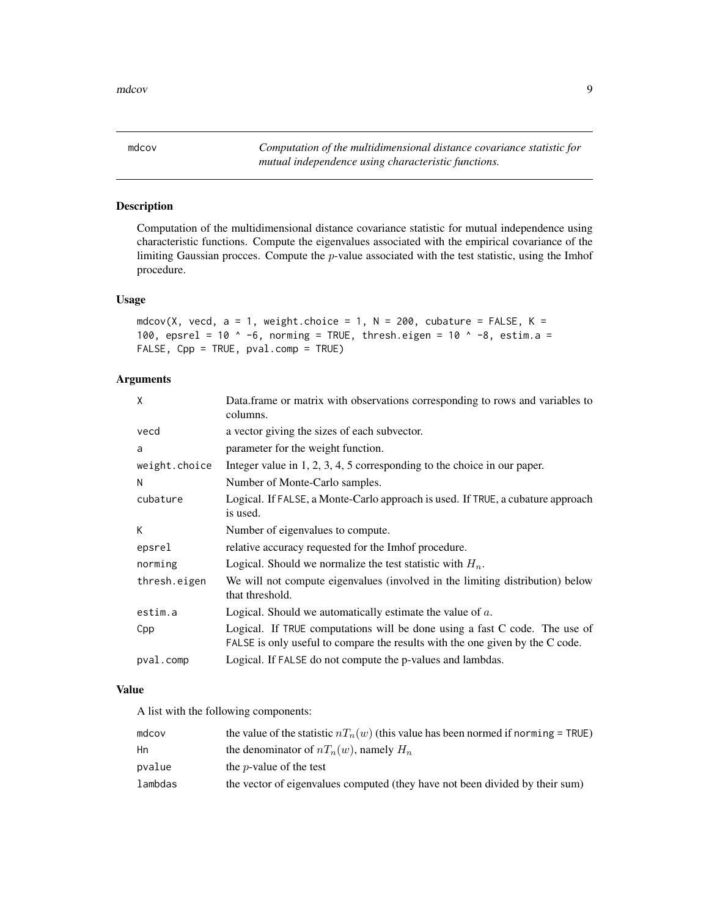mdcov — *Computation of the multidimensional distance covariance statistic for mutual independence using characteristic functions.*

## Description

Computation of the multidimensional distance covariance statistic for mutual independence using characteristic functions. Compute the eigenvalues associated with the empirical covariance of the limiting Gaussian procces. Compute the $p$-value associated with the test statistic, using the Imhof procedure.

## Usage

```
mdcov(X, vecd, a = 1, weight.choice = 1, N = 200, cubature = FALSE, K =
100, epsrel = 10 ^ -6, norming = TRUE, thresh.eigen = 10 ^ -8, estim.a =
FALSE, Cpp = TRUE, pval.comp = TRUE)
```

## Arguments

| | |
|---|---|
| X | Data.frame or matrix with observations corresponding to rows and variables to columns. |
| vecd | a vector giving the sizes of each subvector. |
| a | parameter for the weight function. |
| weight.choice | Integer value in 1, 2, 3, 4, 5 corresponding to the choice in our paper. |
| N | Number of Monte-Carlo samples. |
| cubature | Logical. If FALSE, a Monte-Carlo approach is used. If TRUE, a cubature approach is used. |
| K | Number of eigenvalues to compute. |
| epsrel | relative accuracy requested for the Imhof procedure. |
| norming | Logical. Should we normalize the test statistic with $H_n$. |
| thresh.eigen | We will not compute eigenvalues (involved in the limiting distribution) below that threshold. |
| estim.a | Logical. Should we automatically estimate the value of $a$. |
| Cpp | Logical. If TRUE computations will be done using a fast C code. The use of FALSE is only useful to compare the results with the one given by the C code. |
| pval.comp | Logical. If FALSE do not compute the p-values and lambdas. |

## Value

A list with the following components:

| | |
|---|---|
| mdcov | the value of the statistic $nT_n(w)$ (this value has been normed if norming = TRUE) |
| Hn | the denominator of $nT_n(w)$, namely $H_n$ |
| pvalue | the $p$-value of the test |
| lambdas | the vector of eigenvalues computed (they have not been divided by their sum) |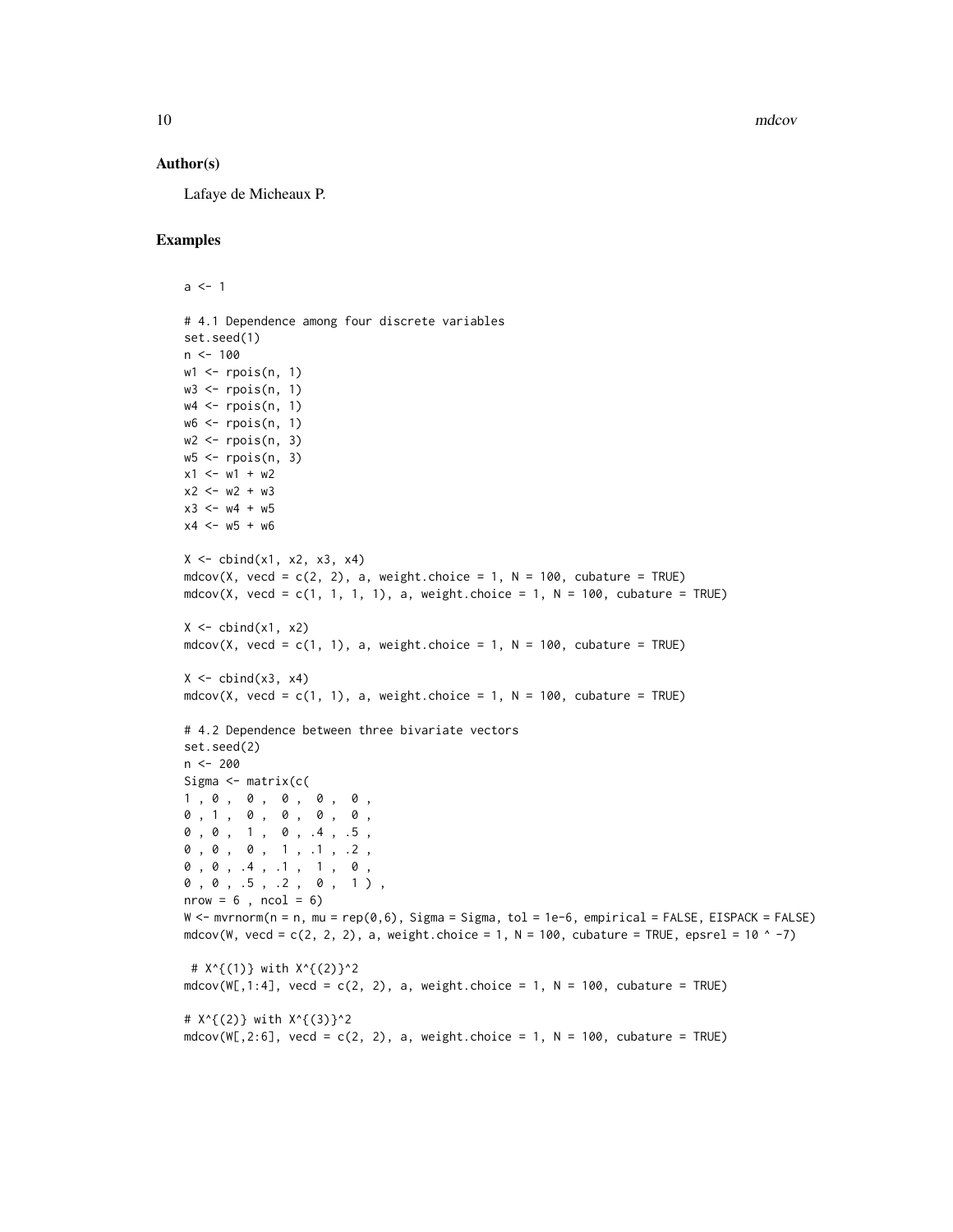## Author(s)

Lafaye de Micheaux P.

## Examples

```
a <- 1

# 4.1 Dependence among four discrete variables
set.seed(1)
n <- 100
w1 <- rpois(n, 1)
w3 <- rpois(n, 1)
w4 <- rpois(n, 1)
w6 <- rpois(n, 1)
w2 <- rpois(n, 3)
w5 <- rpois(n, 3)
x1 <- w1 + w2
x2 <- w2 + w3
x3 <- w4 + w5
x4 <- w5 + w6

X <- cbind(x1, x2, x3, x4)
mdcov(X, vecd = c(2, 2), a, weight.choice = 1, N = 100, cubature = TRUE)
mdcov(X, vecd = c(1, 1, 1, 1), a, weight.choice = 1, N = 100, cubature = TRUE)

X <- cbind(x1, x2)
mdcov(X, vecd = c(1, 1), a, weight.choice = 1, N = 100, cubature = TRUE)

X <- cbind(x3, x4)
mdcov(X, vecd = c(1, 1), a, weight.choice = 1, N = 100, cubature = TRUE)

# 4.2 Dependence between three bivariate vectors
set.seed(2)
n <- 200
Sigma <- matrix(c(
1 , 0 ,  0 ,  0 ,  0 ,  0 ,
0 , 1 ,  0 ,  0 ,  0 ,  0 ,
0 , 0 ,  1 ,  0 , .4 , .5 ,
0 , 0 ,  0 ,  1 , .1 , .2 ,
0 , 0 , .4 , .1 ,  1 ,  0 ,
0 , 0 , .5 , .2 ,  0 ,  1 ) ,
nrow = 6 , ncol = 6)
W <- mvrnorm(n = n, mu = rep(0,6), Sigma = Sigma, tol = 1e-6, empirical = FALSE, EISPACK = FALSE)
mdcov(W, vecd = c(2, 2, 2), a, weight.choice = 1, N = 100, cubature = TRUE, epsrel = 10 ^ -7)

 # X^{(1)} with X^{(2)}^2
mdcov(W[,1:4], vecd = c(2, 2), a, weight.choice = 1, N = 100, cubature = TRUE)

# X^{(2)} with X^{(3)}^2
mdcov(W[,2:6], vecd = c(2, 2), a, weight.choice = 1, N = 100, cubature = TRUE)
```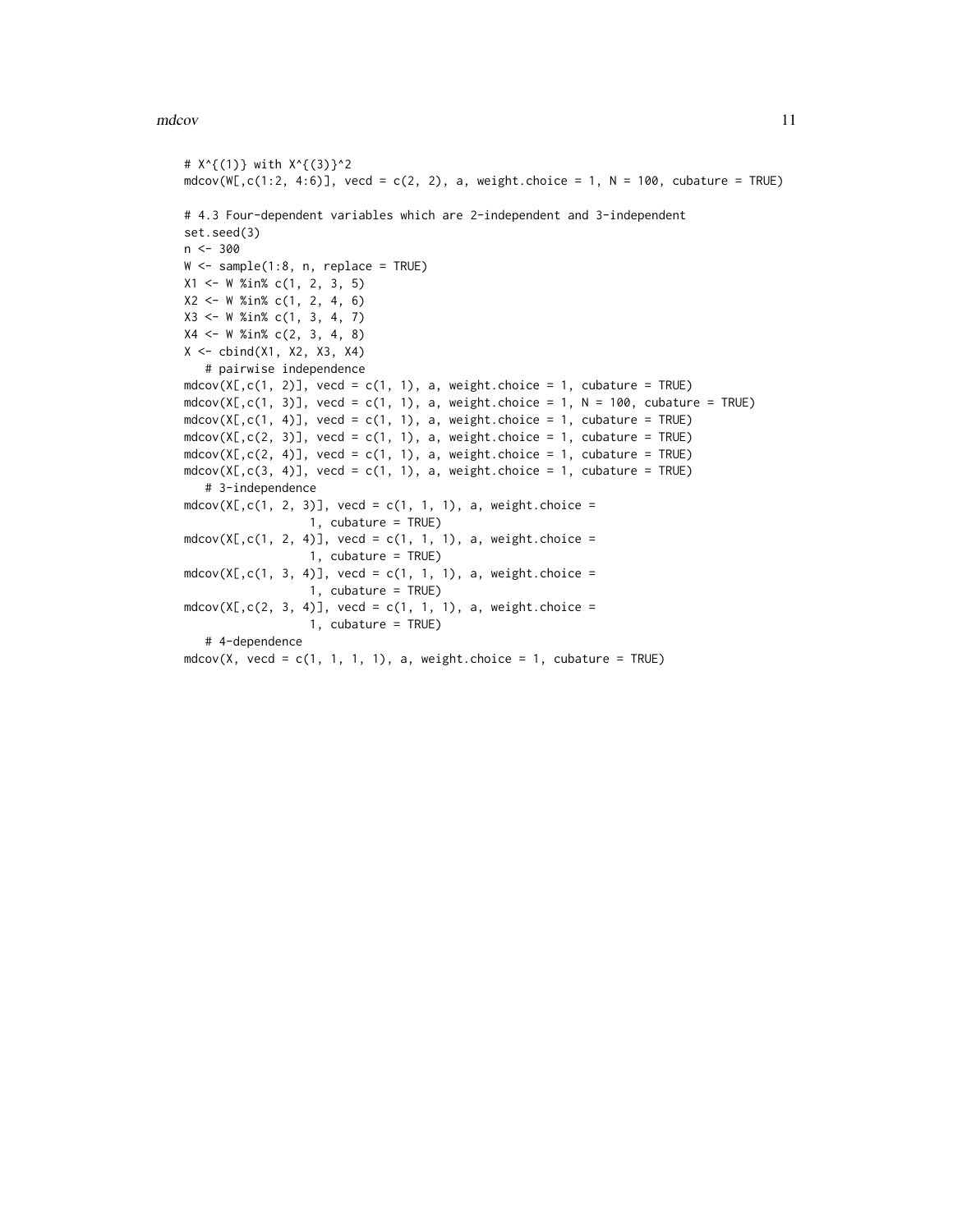```
# X^{(1)} with X^{(3)}^2
mdcov(W[,c(1:2, 4:6)], vecd = c(2, 2), a, weight.choice = 1, N = 100, cubature = TRUE)

# 4.3 Four-dependent variables which are 2-independent and 3-independent
set.seed(3)
n <- 300
W <- sample(1:8, n, replace = TRUE)
X1 <- W %in% c(1, 2, 3, 5)
X2 <- W %in% c(1, 2, 4, 6)
X3 <- W %in% c(1, 3, 4, 7)
X4 <- W %in% c(2, 3, 4, 8)
X <- cbind(X1, X2, X3, X4)
   # pairwise independence
mdcov(X[,c(1, 2)], vecd = c(1, 1), a, weight.choice = 1, cubature = TRUE)
mdcov(X[,c(1, 3)], vecd = c(1, 1), a, weight.choice = 1, N = 100, cubature = TRUE)
mdcov(X[,c(1, 4)], vecd = c(1, 1), a, weight.choice = 1, cubature = TRUE)
mdcov(X[,c(2, 3)], vecd = c(1, 1), a, weight.choice = 1, cubature = TRUE)
mdcov(X[,c(2, 4)], vecd = c(1, 1), a, weight.choice = 1, cubature = TRUE)
mdcov(X[,c(3, 4)], vecd = c(1, 1), a, weight.choice = 1, cubature = TRUE)
   # 3-independence
mdcov(X[,c(1, 2, 3)], vecd = c(1, 1, 1), a, weight.choice =
                  1, cubature = TRUE)
mdcov(X[,c(1, 2, 4)], vecd = c(1, 1, 1), a, weight.choice =
                  1, cubature = TRUE)
mdcov(X[,c(1, 3, 4)], vecd = c(1, 1, 1), a, weight.choice =
                  1, cubature = TRUE)
mdcov(X[,c(2, 3, 4)], vecd = c(1, 1, 1), a, weight.choice =
                  1, cubature = TRUE)
   # 4-dependence
mdcov(X, vecd = c(1, 1, 1, 1), a, weight.choice = 1, cubature = TRUE)
```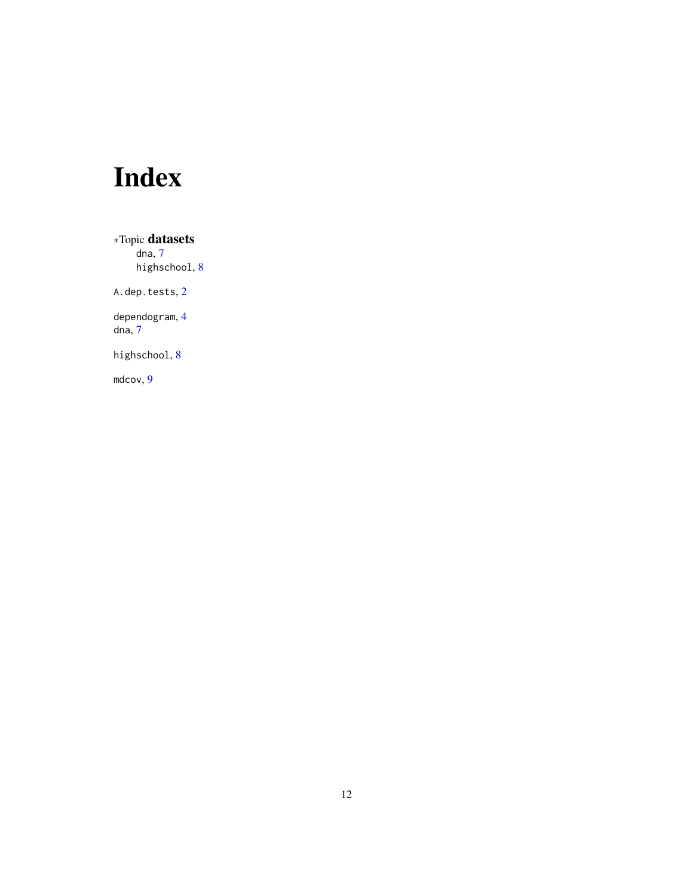# Index

*Topic **datasets**
  dna, 7
  highschool, 8

A.dep.tests, 2

dependogram, 4
dna, 7

highschool, 8

mdcov, 9